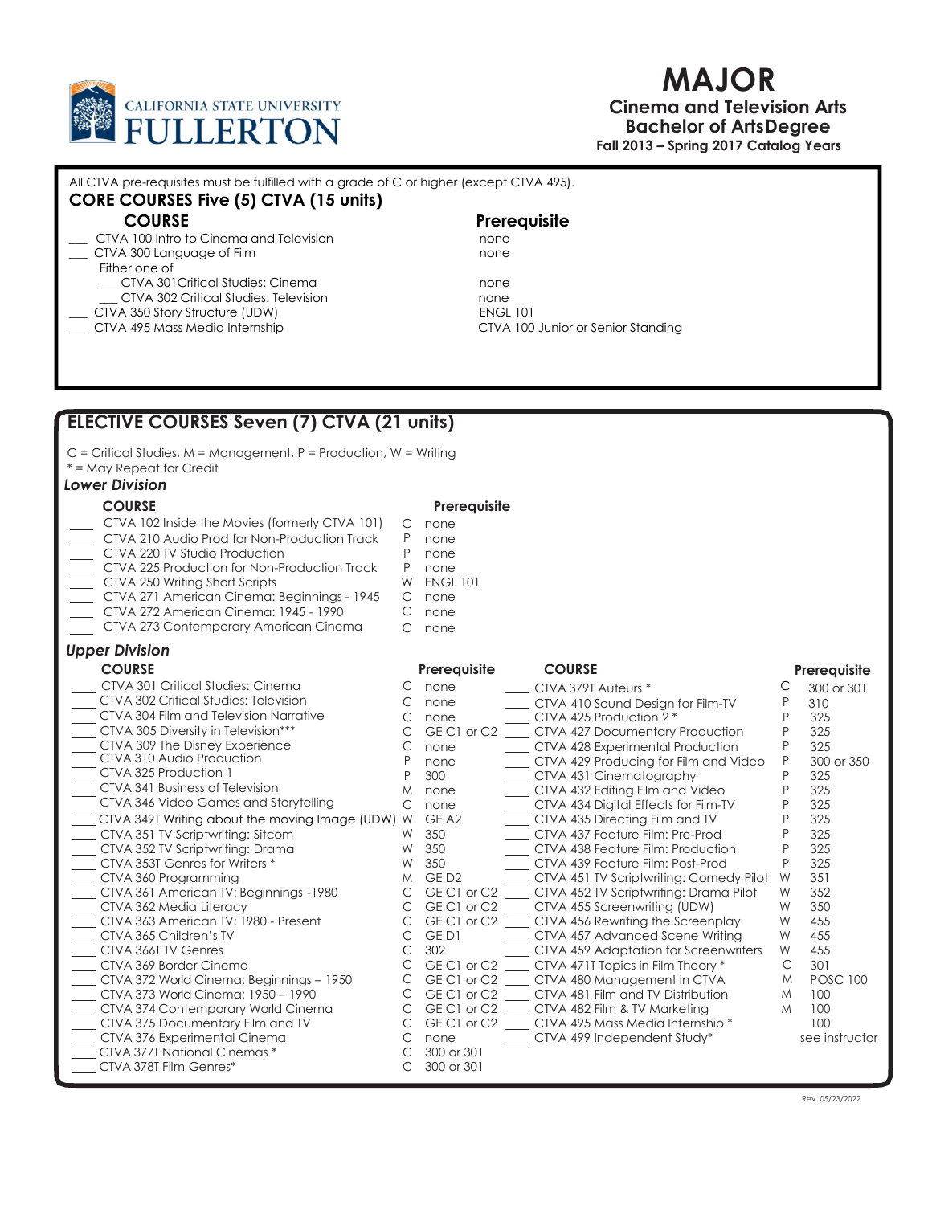CALIFORNIA STATE UNIVERSITY FULLERTON

# MAJOR

## Cinema and Television Arts
## Bachelor of Arts Degree

**Fall 2013 – Spring 2017 Catalog Years**

All CTVA pre-requisites must be fulfilled with a grade of C or higher (except CTVA 495).

## CORE COURSES Five (5) CTVA (15 units)

| COURSE | Prerequisite |
|---|---|
| ___ CTVA 100 Intro to Cinema and Television | none |
| ___ CTVA 300 Language of Film | none |
| Either one of | |
| ___ CTVA 301 Critical Studies: Cinema | none |
| ___ CTVA 302 Critical Studies: Television | none |
| ___ CTVA 350 Story Structure (UDW) | ENGL 101 |
| ___ CTVA 495 Mass Media Internship | CTVA 100 Junior or Senior Standing |

## ELECTIVE COURSES Seven (7) CTVA (21 units)

C = Critical Studies, M = Management, P = Production, W = Writing
* = May Repeat for Credit

### *Lower Division*

| COURSE | | Prerequisite |
|---|---|---|
| ___ CTVA 102 Inside the Movies (formerly CTVA 101) | C | none |
| ___ CTVA 210 Audio Prod for Non-Production Track | P | none |
| ___ CTVA 220 TV Studio Production | P | none |
| ___ CTVA 225 Production for Non-Production Track | P | none |
| ___ CTVA 250 Writing Short Scripts | W | ENGL 101 |
| ___ CTVA 271 American Cinema: Beginnings - 1945 | C | none |
| ___ CTVA 272 American Cinema: 1945 - 1990 | C | none |
| ___ CTVA 273 Contemporary American Cinema | C | none |

### *Upper Division*

| COURSE | | Prerequisite |
|---|---|---|
| ___ CTVA 301 Critical Studies: Cinema | C | none |
| ___ CTVA 302 Critical Studies: Television | C | none |
| ___ CTVA 304 Film and Television Narrative | C | none |
| ___ CTVA 305 Diversity in Television*** | C | GE C1 or C2 |
| ___ CTVA 309 The Disney Experience | C | none |
| ___ CTVA 310 Audio Production | P | none |
| ___ CTVA 325 Production 1 | P | 300 |
| ___ CTVA 341 Business of Television | M | none |
| ___ CTVA 346 Video Games and Storytelling | C | none |
| ___ CTVA 349T Writing about the moving Image (UDW) | W | GE A2 |
| ___ CTVA 351 TV Scriptwriting: Sitcom | W | 350 |
| ___ CTVA 352 TV Scriptwriting: Drama | W | 350 |
| ___ CTVA 353T Genres for Writers * | W | 350 |
| ___ CTVA 360 Programming | M | GE D2 |
| ___ CTVA 361 American TV: Beginnings -1980 | C | GE C1 or C2 |
| ___ CTVA 362 Media Literacy | C | GE C1 or C2 |
| ___ CTVA 363 American TV: 1980 - Present | C | GE C1 or C2 |
| ___ CTVA 365 Children's TV | C | GE D1 |
| ___ CTVA 366T TV Genres | C | 302 |
| ___ CTVA 369 Border Cinema | C | GE C1 or C2 |
| ___ CTVA 372 World Cinema: Beginnings – 1950 | C | GE C1 or C2 |
| ___ CTVA 373 World Cinema: 1950 – 1990 | C | GE C1 or C2 |
| ___ CTVA 374 Contemporary World Cinema | C | GE C1 or C2 |
| ___ CTVA 375 Documentary Film and TV | C | GE C1 or C2 |
| ___ CTVA 376 Experimental Cinema | C | none |
| ___ CTVA 377T National Cinemas * | C | 300 or 301 |
| ___ CTVA 378T Film Genres* | C | 300 or 301 |
| ___ CTVA 379T Auteurs * | C | 300 or 301 |
| ___ CTVA 410 Sound Design for Film-TV | P | 310 |
| ___ CTVA 425 Production 2 * | P | 325 |
| ___ CTVA 427 Documentary Production | P | 325 |
| ___ CTVA 428 Experimental Production | P | 325 |
| ___ CTVA 429 Producing for Film and Video | P | 300 or 350 |
| ___ CTVA 431 Cinematography | P | 325 |
| ___ CTVA 432 Editing Film and Video | P | 325 |
| ___ CTVA 434 Digital Effects for Film-TV | P | 325 |
| ___ CTVA 435 Directing Film and TV | P | 325 |
| ___ CTVA 437 Feature Film: Pre-Prod | P | 325 |
| ___ CTVA 438 Feature Film: Production | P | 325 |
| ___ CTVA 439 Feature Film: Post-Prod | P | 325 |
| ___ CTVA 451 TV Scriptwriting: Comedy Pilot | W | 351 |
| ___ CTVA 452 TV Scriptwriting: Drama Pilot | W | 352 |
| ___ CTVA 455 Screenwriting (UDW) | W | 350 |
| ___ CTVA 456 Rewriting the Screenplay | W | 455 |
| ___ CTVA 457 Advanced Scene Writing | W | 455 |
| ___ CTVA 459 Adaptation for Screenwriters | W | 455 |
| ___ CTVA 471T Topics in Film Theory * | C | 301 |
| ___ CTVA 480 Management in CTVA | M | POSC 100 |
| ___ CTVA 481 Film and TV Distribution | M | 100 |
| ___ CTVA 482 Film & TV Marketing | M | 100 |
| ___ CTVA 495 Mass Media Internship * | | 100 |
| ___ CTVA 499 Independent Study* | | see instructor |

Rev. 05/23/2022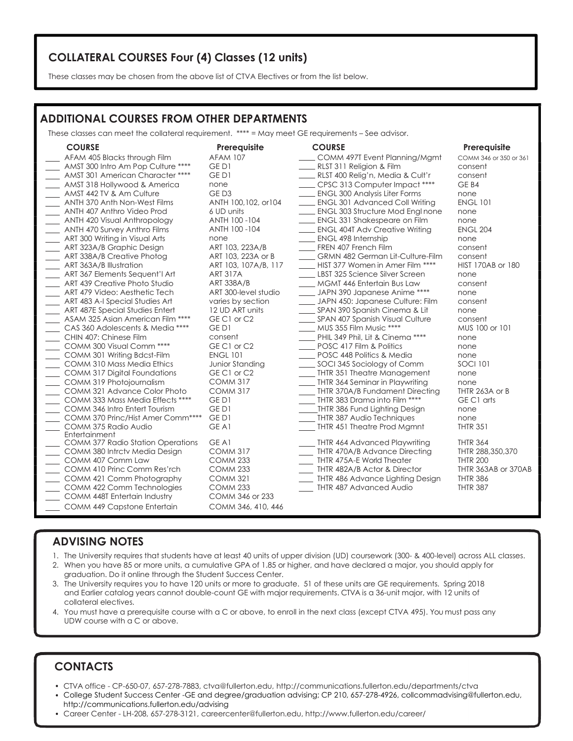## COLLATERAL COURSES Four (4) Classes (12 units)

These classes may be chosen from the above list of CTVA Electives or from the list below.

## ADDITIONAL COURSES FROM OTHER DEPARTMENTS

These classes can meet the collateral requirement. **** = May meet GE requirements – See advisor.

| COURSE | Prerequisite | COURSE | Prerequisite |
|---|---|---|---|
| ___ AFAM 405 Blacks through Film | AFAM 107 | ___ COMM 497T Event Planning/Mgmt | COMM 346 or 350 or 361 |
| ___ AMST 300 Intro Am Pop Culture **** | GE D1 | ___ RLST 311 Religion & Film | consent |
| ___ AMST 301 American Character **** | GE D1 | ___ RLST 400 Relig'n, Media & Cult'r | consent |
| ___ AMST 318 Hollywood & America | none | ___ CPSC 313 Computer Impact **** | GE B4 |
| ___ AMST 442 TV & Am Culture | GE D3 | ___ ENGL 300 Analysis Liter Forms | none |
| ___ ANTH 370 Anth Non-West Films | ANTH 100,102, or104 | ___ ENGL 301 Advanced Coll Writing | ENGL 101 |
| ___ ANTH 407 Anthro Video Prod | 6 UD units | ___ ENGL 303 Structure Mod Engl | none |
| ___ ANTH 420 Visual Anthropology | ANTH 100 -104 | ___ ENGL 331 Shakespeare on Film | none |
| ___ ANTH 470 Survey Anthro Films | ANTH 100 -104 | ___ ENGL 404T Adv Creative Writing | ENGL 204 |
| ___ ART 300 Writing in Visual Arts | none | ___ ENGL 498 Internship | none |
| ___ ART 323A/B Graphic Design | ART 103, 223A/B | ___ FREN 407 French Film | consent |
| ___ ART 338A/B Creative Photog | ART 103, 223A or B | ___ GRMN 482 German Lit-Culture-Film | consent |
| ___ ART 363A/B Illustration | ART 103, 107A/B, 117 | ___ HIST 377 Women in Amer Film **** | HIST 170AB or 180 |
| ___ ART 367 Elements Sequent'l Art | ART 317A | ___ LBST 325 Science Silver Screen | none |
| ___ ART 439 Creative Photo Studio | ART 338A/B | ___ MGMT 446 Entertain Bus Law | consent |
| ___ ART 479 Video: Aesthetic Tech | ART 300-level studio | ___ JAPN 390 Japanese Anime **** | none |
| ___ ART 483 A-I Special Studies Art | varies by section | ___ JAPN 450: Japanese Culture: Film | consent |
| ___ ART 487E Special Studies Entert | 12 UD ART units | ___ SPAN 390 Spanish Cinema & Lit | none |
| ___ ASAM 325 Asian American Film **** | GE C1 or C2 | ___ SPAN 407 Spanish Visual Culture | consent |
| ___ CAS 360 Adolescents & Media **** | GE D1 | ___ MUS 355 Film Music **** | MUS 100 or 101 |
| ___ CHIN 407: Chinese Film | consent | ___ PHIL 349 Phil, Lit & Cinema **** | none |
| ___ COMM 300 Visual Comm **** | GE C1 or C2 | ___ POSC 417 Film & Politics | none |
| ___ COMM 301 Writing Bdcst-Film | ENGL 101 | ___ POSC 448 Politics & Media | none |
| ___ COMM 310 Mass Media Ethics | Junior Standing | ___ SOCI 345 Sociology of Comm | SOCI 101 |
| ___ COMM 317 Digital Foundations | GE C1 or C2 | ___ THTR 351 Theatre Management | none |
| ___ COMM 319 Photojournalism | COMM 317 | ___ THTR 364 Seminar in Playwriting | none |
| ___ COMM 321 Advance Color Photo | COMM 317 | ___ THTR 370A/B Fundament Directing | THTR 263A or B |
| ___ COMM 333 Mass Media Effects **** | GE D1 | ___ THTR 383 Drama into Film **** | GE C1 arts |
| ___ COMM 346 Intro Entert Tourism | GE D1 | ___ THTR 386 Fund Lighting Design | none |
| ___ COMM 370 Princ/Hist Amer Comm**** | GE D1 | ___ THTR 387 Audio Techniques | none |
| ___ COMM 375 Radio Audio Entertainment | GE A1 | ___ THTR 451 Theatre Prod Mgmnt | THTR 351 |
| ___ COMM 377 Radio Station Operations | GE A1 | ___ THTR 464 Advanced Playwriting | THTR 364 |
| ___ COMM 380 Intrctv Media Design | COMM 317 | ___ THTR 470A/B Advance Directing | THTR 288,350,370 |
| ___ COMM 407 Comm Law | COMM 233 | ___ THTR 475A-E World Theater | THTR 200 |
| ___ COMM 410 Princ Comm Res'rch | COMM 233 | ___ THTR 482A/B Actor & Director | THTR 363AB or 370AB |
| ___ COMM 421 Comm Photography | COMM 321 | ___ THTR 486 Advance Lighting Design | THTR 386 |
| ___ COMM 422 Comm Technologies | COMM 233 | ___ THTR 487 Advanced Audio | THTR 387 |
| ___ COMM 448T Entertain Industry | COMM 346 or 233 | | |
| ___ COMM 449 Capstone Entertain | COMM 346, 410, 446 | | |

## ADVISING NOTES

1. The University requires that students have at least 40 units of upper division (UD) coursework (300- & 400-level) across ALL classes.
2. When you have 85 or more units, a cumulative GPA of 1.85 or higher, and have declared a major, you should apply for graduation. Do it online through the Student Success Center.
3. The University requires you to have 120 units or more to graduate. 51 of these units are GE requirements. Spring 2018 and Earlier catalog years cannot double-count GE with major requirements. CTVA is a 36-unit major, with 12 units of collateral electives.
4. You must have a prerequisite course with a C or above, to enroll in the next class (except CTVA 495). You must pass any UDW course with a C or above.

## CONTACTS

- CTVA office - CP-650-07, 657-278-7883, ctva@fullerton.edu, http://communications.fullerton.edu/departments/ctva
- College Student Success Center -GE and degree/graduation advising; CP 210, 657-278-4926, collcommadvising@fullerton.edu, http://communications.fullerton.edu/advising
- Career Center - LH-208, 657-278-3121, careercenter@fullerton.edu, http://www.fullerton.edu/career/